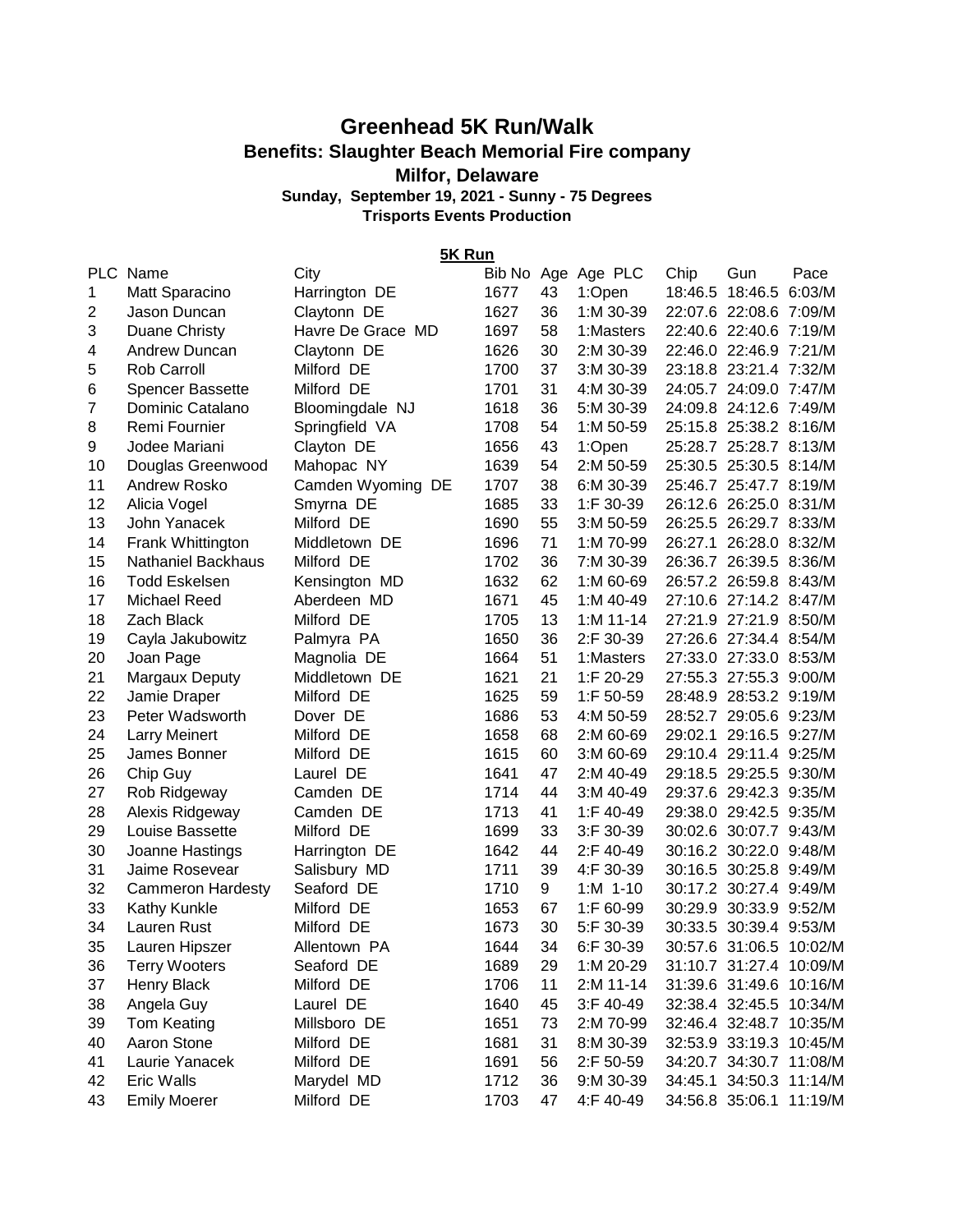# Greenhead 5K Run/Walk

## Benefits: Slaughter Beach Memorial Fire company

## Milfor, Delaware

**Sunday, September 19, 2021 - Sunny - 75 Degrees**

**Trisports Events Production**

**5K Run**

| PLC | Name | City | Bib No | Age | Age PLC | Chip | Gun | Pace |
|---|---|---|---|---|---|---|---|---|
| 1 | Matt Sparacino | Harrington DE | 1677 | 43 | 1:Open | 18:46.5 | 18:46.5 | 6:03/M |
| 2 | Jason Duncan | Claytonn DE | 1627 | 36 | 1:M 30-39 | 22:07.6 | 22:08.6 | 7:09/M |
| 3 | Duane Christy | Havre De Grace MD | 1697 | 58 | 1:Masters | 22:40.6 | 22:40.6 | 7:19/M |
| 4 | Andrew Duncan | Claytonn DE | 1626 | 30 | 2:M 30-39 | 22:46.0 | 22:46.9 | 7:21/M |
| 5 | Rob Carroll | Milford DE | 1700 | 37 | 3:M 30-39 | 23:18.8 | 23:21.4 | 7:32/M |
| 6 | Spencer Bassette | Milford DE | 1701 | 31 | 4:M 30-39 | 24:05.7 | 24:09.0 | 7:47/M |
| 7 | Dominic Catalano | Bloomingdale NJ | 1618 | 36 | 5:M 30-39 | 24:09.8 | 24:12.6 | 7:49/M |
| 8 | Remi Fournier | Springfield VA | 1708 | 54 | 1:M 50-59 | 25:15.8 | 25:38.2 | 8:16/M |
| 9 | Jodee Mariani | Clayton DE | 1656 | 43 | 1:Open | 25:28.7 | 25:28.7 | 8:13/M |
| 10 | Douglas Greenwood | Mahopac NY | 1639 | 54 | 2:M 50-59 | 25:30.5 | 25:30.5 | 8:14/M |
| 11 | Andrew Rosko | Camden Wyoming DE | 1707 | 38 | 6:M 30-39 | 25:46.7 | 25:47.7 | 8:19/M |
| 12 | Alicia Vogel | Smyrna DE | 1685 | 33 | 1:F 30-39 | 26:12.6 | 26:25.0 | 8:31/M |
| 13 | John Yanacek | Milford DE | 1690 | 55 | 3:M 50-59 | 26:25.5 | 26:29.7 | 8:33/M |
| 14 | Frank Whittington | Middletown DE | 1696 | 71 | 1:M 70-99 | 26:27.1 | 26:28.0 | 8:32/M |
| 15 | Nathaniel Backhaus | Milford DE | 1702 | 36 | 7:M 30-39 | 26:36.7 | 26:39.5 | 8:36/M |
| 16 | Todd Eskelsen | Kensington MD | 1632 | 62 | 1:M 60-69 | 26:57.2 | 26:59.8 | 8:43/M |
| 17 | Michael Reed | Aberdeen MD | 1671 | 45 | 1:M 40-49 | 27:10.6 | 27:14.2 | 8:47/M |
| 18 | Zach Black | Milford DE | 1705 | 13 | 1:M 11-14 | 27:21.9 | 27:21.9 | 8:50/M |
| 19 | Cayla Jakubowitz | Palmyra PA | 1650 | 36 | 2:F 30-39 | 27:26.6 | 27:34.4 | 8:54/M |
| 20 | Joan Page | Magnolia DE | 1664 | 51 | 1:Masters | 27:33.0 | 27:33.0 | 8:53/M |
| 21 | Margaux Deputy | Middletown DE | 1621 | 21 | 1:F 20-29 | 27:55.3 | 27:55.3 | 9:00/M |
| 22 | Jamie Draper | Milford DE | 1625 | 59 | 1:F 50-59 | 28:48.9 | 28:53.2 | 9:19/M |
| 23 | Peter Wadsworth | Dover DE | 1686 | 53 | 4:M 50-59 | 28:52.7 | 29:05.6 | 9:23/M |
| 24 | Larry Meinert | Milford DE | 1658 | 68 | 2:M 60-69 | 29:02.1 | 29:16.5 | 9:27/M |
| 25 | James Bonner | Milford DE | 1615 | 60 | 3:M 60-69 | 29:10.4 | 29:11.4 | 9:25/M |
| 26 | Chip Guy | Laurel DE | 1641 | 47 | 2:M 40-49 | 29:18.5 | 29:25.5 | 9:30/M |
| 27 | Rob Ridgeway | Camden DE | 1714 | 44 | 3:M 40-49 | 29:37.6 | 29:42.3 | 9:35/M |
| 28 | Alexis Ridgeway | Camden DE | 1713 | 41 | 1:F 40-49 | 29:38.0 | 29:42.5 | 9:35/M |
| 29 | Louise Bassette | Milford DE | 1699 | 33 | 3:F 30-39 | 30:02.6 | 30:07.7 | 9:43/M |
| 30 | Joanne Hastings | Harrington DE | 1642 | 44 | 2:F 40-49 | 30:16.2 | 30:22.0 | 9:48/M |
| 31 | Jaime Rosevear | Salisbury MD | 1711 | 39 | 4:F 30-39 | 30:16.5 | 30:25.8 | 9:49/M |
| 32 | Cammeron Hardesty | Seaford DE | 1710 | 9 | 1:M 1-10 | 30:17.2 | 30:27.4 | 9:49/M |
| 33 | Kathy Kunkle | Milford DE | 1653 | 67 | 1:F 60-99 | 30:29.9 | 30:33.9 | 9:52/M |
| 34 | Lauren Rust | Milford DE | 1673 | 30 | 5:F 30-39 | 30:33.5 | 30:39.4 | 9:53/M |
| 35 | Lauren Hipszer | Allentown PA | 1644 | 34 | 6:F 30-39 | 30:57.6 | 31:06.5 | 10:02/M |
| 36 | Terry Wooters | Seaford DE | 1689 | 29 | 1:M 20-29 | 31:10.7 | 31:27.4 | 10:09/M |
| 37 | Henry Black | Milford DE | 1706 | 11 | 2:M 11-14 | 31:39.6 | 31:49.6 | 10:16/M |
| 38 | Angela Guy | Laurel DE | 1640 | 45 | 3:F 40-49 | 32:38.4 | 32:45.5 | 10:34/M |
| 39 | Tom Keating | Millsboro DE | 1651 | 73 | 2:M 70-99 | 32:46.4 | 32:48.7 | 10:35/M |
| 40 | Aaron Stone | Milford DE | 1681 | 31 | 8:M 30-39 | 32:53.9 | 33:19.3 | 10:45/M |
| 41 | Laurie Yanacek | Milford DE | 1691 | 56 | 2:F 50-59 | 34:20.7 | 34:30.7 | 11:08/M |
| 42 | Eric Walls | Marydel MD | 1712 | 36 | 9:M 30-39 | 34:45.1 | 34:50.3 | 11:14/M |
| 43 | Emily Moerer | Milford DE | 1703 | 47 | 4:F 40-49 | 34:56.8 | 35:06.1 | 11:19/M |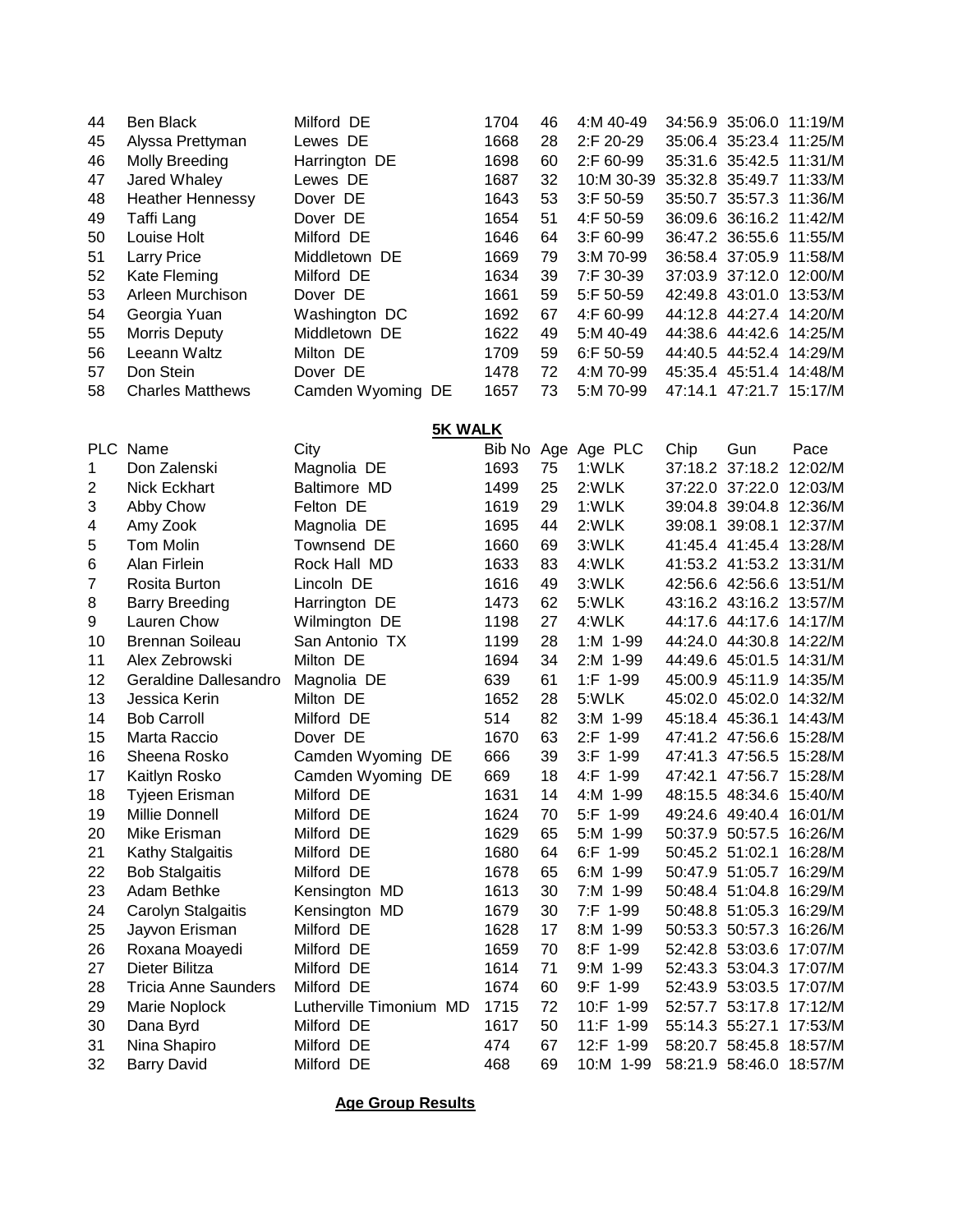| | | | | | | | | |
|---|---|---|---|---|---|---|---|---|
| 44 | Ben Black | Milford DE | 1704 | 46 | 4:M 40-49 | 34:56.9 | 35:06.0 | 11:19/M |
| 45 | Alyssa Prettyman | Lewes DE | 1668 | 28 | 2:F 20-29 | 35:06.4 | 35:23.4 | 11:25/M |
| 46 | Molly Breeding | Harrington DE | 1698 | 60 | 2:F 60-99 | 35:31.6 | 35:42.5 | 11:31/M |
| 47 | Jared Whaley | Lewes DE | 1687 | 32 | 10:M 30-39 | 35:32.8 | 35:49.7 | 11:33/M |
| 48 | Heather Hennessy | Dover DE | 1643 | 53 | 3:F 50-59 | 35:50.7 | 35:57.3 | 11:36/M |
| 49 | Taffi Lang | Dover DE | 1654 | 51 | 4:F 50-59 | 36:09.6 | 36:16.2 | 11:42/M |
| 50 | Louise Holt | Milford DE | 1646 | 64 | 3:F 60-99 | 36:47.2 | 36:55.6 | 11:55/M |
| 51 | Larry Price | Middletown DE | 1669 | 79 | 3:M 70-99 | 36:58.4 | 37:05.9 | 11:58/M |
| 52 | Kate Fleming | Milford DE | 1634 | 39 | 7:F 30-39 | 37:03.9 | 37:12.0 | 12:00/M |
| 53 | Arleen Murchison | Dover DE | 1661 | 59 | 5:F 50-59 | 42:49.8 | 43:01.0 | 13:53/M |
| 54 | Georgia Yuan | Washington DC | 1692 | 67 | 4:F 60-99 | 44:12.8 | 44:27.4 | 14:20/M |
| 55 | Morris Deputy | Middletown DE | 1622 | 49 | 5:M 40-49 | 44:38.6 | 44:42.6 | 14:25/M |
| 56 | Leeann Waltz | Milton DE | 1709 | 59 | 6:F 50-59 | 44:40.5 | 44:52.4 | 14:29/M |
| 57 | Don Stein | Dover DE | 1478 | 72 | 4:M 70-99 | 45:35.4 | 45:51.4 | 14:48/M |
| 58 | Charles Matthews | Camden Wyoming DE | 1657 | 73 | 5:M 70-99 | 47:14.1 | 47:21.7 | 15:17/M |

**5K WALK**

| PLC | Name | City | Bib No | Age | Age PLC | Chip | Gun | Pace |
|---|---|---|---|---|---|---|---|---|
| 1 | Don Zalenski | Magnolia DE | 1693 | 75 | 1:WLK | 37:18.2 | 37:18.2 | 12:02/M |
| 2 | Nick Eckhart | Baltimore MD | 1499 | 25 | 2:WLK | 37:22.0 | 37:22.0 | 12:03/M |
| 3 | Abby Chow | Felton DE | 1619 | 29 | 1:WLK | 39:04.8 | 39:04.8 | 12:36/M |
| 4 | Amy Zook | Magnolia DE | 1695 | 44 | 2:WLK | 39:08.1 | 39:08.1 | 12:37/M |
| 5 | Tom Molin | Townsend DE | 1660 | 69 | 3:WLK | 41:45.4 | 41:45.4 | 13:28/M |
| 6 | Alan Firlein | Rock Hall MD | 1633 | 83 | 4:WLK | 41:53.2 | 41:53.2 | 13:31/M |
| 7 | Rosita Burton | Lincoln DE | 1616 | 49 | 3:WLK | 42:56.6 | 42:56.6 | 13:51/M |
| 8 | Barry Breeding | Harrington DE | 1473 | 62 | 5:WLK | 43:16.2 | 43:16.2 | 13:57/M |
| 9 | Lauren Chow | Wilmington DE | 1198 | 27 | 4:WLK | 44:17.6 | 44:17.6 | 14:17/M |
| 10 | Brennan Soileau | San Antonio TX | 1199 | 28 | 1:M 1-99 | 44:24.0 | 44:30.8 | 14:22/M |
| 11 | Alex Zebrowski | Milton DE | 1694 | 34 | 2:M 1-99 | 44:49.6 | 45:01.5 | 14:31/M |
| 12 | Geraldine Dallesandro | Magnolia DE | 639 | 61 | 1:F 1-99 | 45:00.9 | 45:11.9 | 14:35/M |
| 13 | Jessica Kerin | Milton DE | 1652 | 28 | 5:WLK | 45:02.0 | 45:02.0 | 14:32/M |
| 14 | Bob Carroll | Milford DE | 514 | 82 | 3:M 1-99 | 45:18.4 | 45:36.1 | 14:43/M |
| 15 | Marta Raccio | Dover DE | 1670 | 63 | 2:F 1-99 | 47:41.2 | 47:56.6 | 15:28/M |
| 16 | Sheena Rosko | Camden Wyoming DE | 666 | 39 | 3:F 1-99 | 47:41.3 | 47:56.5 | 15:28/M |
| 17 | Kaitlyn Rosko | Camden Wyoming DE | 669 | 18 | 4:F 1-99 | 47:42.1 | 47:56.7 | 15:28/M |
| 18 | Tyjeen Erisman | Milford DE | 1631 | 14 | 4:M 1-99 | 48:15.5 | 48:34.6 | 15:40/M |
| 19 | Millie Donnell | Milford DE | 1624 | 70 | 5:F 1-99 | 49:24.6 | 49:40.4 | 16:01/M |
| 20 | Mike Erisman | Milford DE | 1629 | 65 | 5:M 1-99 | 50:37.9 | 50:57.5 | 16:26/M |
| 21 | Kathy Stalgaitis | Milford DE | 1680 | 64 | 6:F 1-99 | 50:45.2 | 51:02.1 | 16:28/M |
| 22 | Bob Stalgaitis | Milford DE | 1678 | 65 | 6:M 1-99 | 50:47.9 | 51:05.7 | 16:29/M |
| 23 | Adam Bethke | Kensington MD | 1613 | 30 | 7:M 1-99 | 50:48.4 | 51:04.8 | 16:29/M |
| 24 | Carolyn Stalgaitis | Kensington MD | 1679 | 30 | 7:F 1-99 | 50:48.8 | 51:05.3 | 16:29/M |
| 25 | Jayvon Erisman | Milford DE | 1628 | 17 | 8:M 1-99 | 50:53.3 | 50:57.3 | 16:26/M |
| 26 | Roxana Moayedi | Milford DE | 1659 | 70 | 8:F 1-99 | 52:42.8 | 53:03.6 | 17:07/M |
| 27 | Dieter Bilitza | Milford DE | 1614 | 71 | 9:M 1-99 | 52:43.3 | 53:04.3 | 17:07/M |
| 28 | Tricia Anne Saunders | Milford DE | 1674 | 60 | 9:F 1-99 | 52:43.9 | 53:03.5 | 17:07/M |
| 29 | Marie Noplock | Lutherville Timonium MD | 1715 | 72 | 10:F 1-99 | 52:57.7 | 53:17.8 | 17:12/M |
| 30 | Dana Byrd | Milford DE | 1617 | 50 | 11:F 1-99 | 55:14.3 | 55:27.1 | 17:53/M |
| 31 | Nina Shapiro | Milford DE | 474 | 67 | 12:F 1-99 | 58:20.7 | 58:45.8 | 18:57/M |
| 32 | Barry David | Milford DE | 468 | 69 | 10:M 1-99 | 58:21.9 | 58:46.0 | 18:57/M |

**Age Group Results**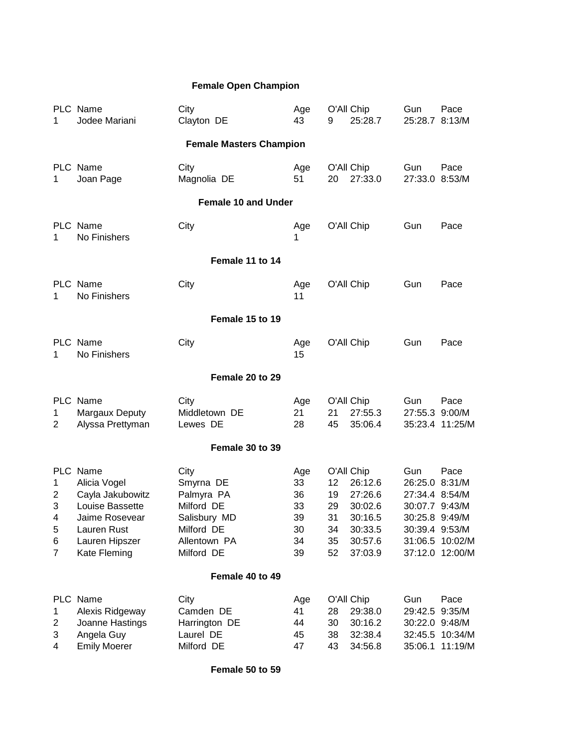### Female Open Champion

| PLC | Name | City | Age | O'All | Chip | Gun | Pace |
|---|---|---|---|---|---|---|---|
| 1 | Jodee Mariani | Clayton DE | 43 | 9 | 25:28.7 | 25:28.7 | 8:13/M |

### Female Masters Champion

| PLC | Name | City | Age | O'All | Chip | Gun | Pace |
|---|---|---|---|---|---|---|---|
| 1 | Joan Page | Magnolia DE | 51 | 20 | 27:33.0 | 27:33.0 | 8:53/M |

### Female 10 and Under

| PLC | Name | City | Age | O'All | Chip | Gun | Pace |
|---|---|---|---|---|---|---|---|
| 1 | No Finishers | | 1 | | | | |

### Female 11 to 14

| PLC | Name | City | Age | O'All | Chip | Gun | Pace |
|---|---|---|---|---|---|---|---|
| 1 | No Finishers | | 11 | | | | |

### Female 15 to 19

| PLC | Name | City | Age | O'All | Chip | Gun | Pace |
|---|---|---|---|---|---|---|---|
| 1 | No Finishers | | 15 | | | | |

### Female 20 to 29

| PLC | Name | City | Age | O'All | Chip | Gun | Pace |
|---|---|---|---|---|---|---|---|
| 1 | Margaux Deputy | Middletown DE | 21 | 21 | 27:55.3 | 27:55.3 | 9:00/M |
| 2 | Alyssa Prettyman | Lewes DE | 28 | 45 | 35:06.4 | 35:23.4 | 11:25/M |

### Female 30 to 39

| PLC | Name | City | Age | O'All | Chip | Gun | Pace |
|---|---|---|---|---|---|---|---|
| 1 | Alicia Vogel | Smyrna DE | 33 | 12 | 26:12.6 | 26:25.0 | 8:31/M |
| 2 | Cayla Jakubowitz | Palmyra PA | 36 | 19 | 27:26.6 | 27:34.4 | 8:54/M |
| 3 | Louise Bassette | Milford DE | 33 | 29 | 30:02.6 | 30:07.7 | 9:43/M |
| 4 | Jaime Rosevear | Salisbury MD | 39 | 31 | 30:16.5 | 30:25.8 | 9:49/M |
| 5 | Lauren Rust | Milford DE | 30 | 34 | 30:33.5 | 30:39.4 | 9:53/M |
| 6 | Lauren Hipszer | Allentown PA | 34 | 35 | 30:57.6 | 31:06.5 | 10:02/M |
| 7 | Kate Fleming | Milford DE | 39 | 52 | 37:03.9 | 37:12.0 | 12:00/M |

### Female 40 to 49

| PLC | Name | City | Age | O'All | Chip | Gun | Pace |
|---|---|---|---|---|---|---|---|
| 1 | Alexis Ridgeway | Camden DE | 41 | 28 | 29:38.0 | 29:42.5 | 9:35/M |
| 2 | Joanne Hastings | Harrington DE | 44 | 30 | 30:16.2 | 30:22.0 | 9:48/M |
| 3 | Angela Guy | Laurel DE | 45 | 38 | 32:38.4 | 32:45.5 | 10:34/M |
| 4 | Emily Moerer | Milford DE | 47 | 43 | 34:56.8 | 35:06.1 | 11:19/M |

### Female 50 to 59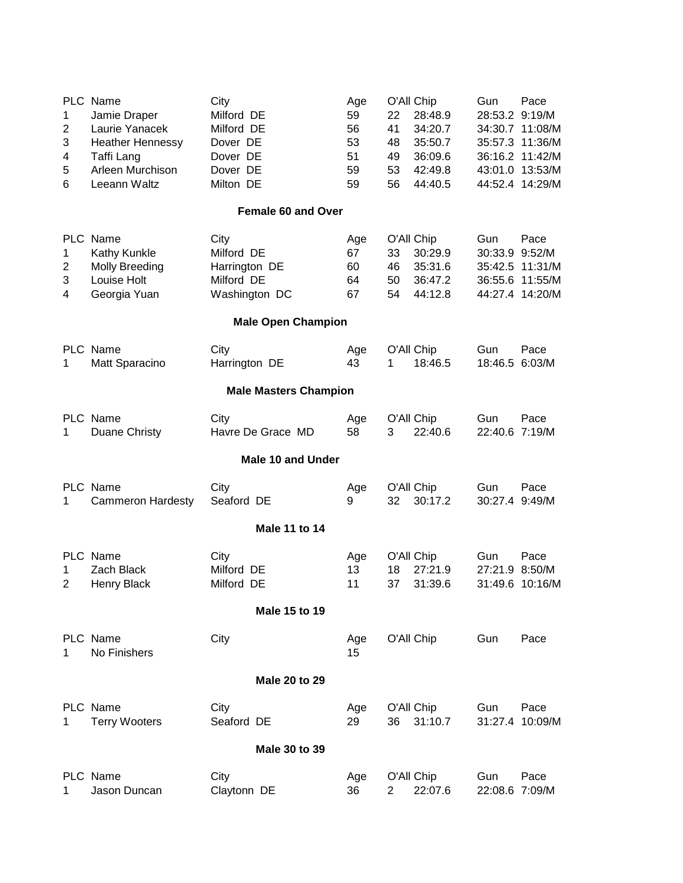| PLC | Name | City | Age | O'All | Chip | Gun | Pace |
|---|---|---|---|---|---|---|---|
| 1 | Jamie Draper | Milford DE | 59 | 22 | 28:48.9 | 28:53.2 | 9:19/M |
| 2 | Laurie Yanacek | Milford DE | 56 | 41 | 34:20.7 | 34:30.7 | 11:08/M |
| 3 | Heather Hennessy | Dover DE | 53 | 48 | 35:50.7 | 35:57.3 | 11:36/M |
| 4 | Taffi Lang | Dover DE | 51 | 49 | 36:09.6 | 36:16.2 | 11:42/M |
| 5 | Arleen Murchison | Dover DE | 59 | 53 | 42:49.8 | 43:01.0 | 13:53/M |
| 6 | Leeann Waltz | Milton DE | 59 | 56 | 44:40.5 | 44:52.4 | 14:29/M |

**Female 60 and Over**

| PLC | Name | City | Age | O'All | Chip | Gun | Pace |
|---|---|---|---|---|---|---|---|
| 1 | Kathy Kunkle | Milford DE | 67 | 33 | 30:29.9 | 30:33.9 | 9:52/M |
| 2 | Molly Breeding | Harrington DE | 60 | 46 | 35:31.6 | 35:42.5 | 11:31/M |
| 3 | Louise Holt | Milford DE | 64 | 50 | 36:47.2 | 36:55.6 | 11:55/M |
| 4 | Georgia Yuan | Washington DC | 67 | 54 | 44:12.8 | 44:27.4 | 14:20/M |

**Male Open Champion**

| PLC | Name | City | Age | O'All | Chip | Gun | Pace |
|---|---|---|---|---|---|---|---|
| 1 | Matt Sparacino | Harrington DE | 43 | 1 | 18:46.5 | 18:46.5 | 6:03/M |

**Male Masters Champion**

| PLC | Name | City | Age | O'All | Chip | Gun | Pace |
|---|---|---|---|---|---|---|---|
| 1 | Duane Christy | Havre De Grace MD | 58 | 3 | 22:40.6 | 22:40.6 | 7:19/M |

**Male 10 and Under**

| PLC | Name | City | Age | O'All | Chip | Gun | Pace |
|---|---|---|---|---|---|---|---|
| 1 | Cammeron Hardesty | Seaford DE | 9 | 32 | 30:17.2 | 30:27.4 | 9:49/M |

**Male 11 to 14**

| PLC | Name | City | Age | O'All | Chip | Gun | Pace |
|---|---|---|---|---|---|---|---|
| 1 | Zach Black | Milford DE | 13 | 18 | 27:21.9 | 27:21.9 | 8:50/M |
| 2 | Henry Black | Milford DE | 11 | 37 | 31:39.6 | 31:49.6 | 10:16/M |

**Male 15 to 19**

| PLC | Name | City | Age | O'All | Chip | Gun | Pace |
|---|---|---|---|---|---|---|---|
| 1 | No Finishers | | 15 | | | | |

**Male 20 to 29**

| PLC | Name | City | Age | O'All | Chip | Gun | Pace |
|---|---|---|---|---|---|---|---|
| 1 | Terry Wooters | Seaford DE | 29 | 36 | 31:10.7 | 31:27.4 | 10:09/M |

**Male 30 to 39**

| PLC | Name | City | Age | O'All | Chip | Gun | Pace |
|---|---|---|---|---|---|---|---|
| 1 | Jason Duncan | Claytonn DE | 36 | 2 | 22:07.6 | 22:08.6 | 7:09/M |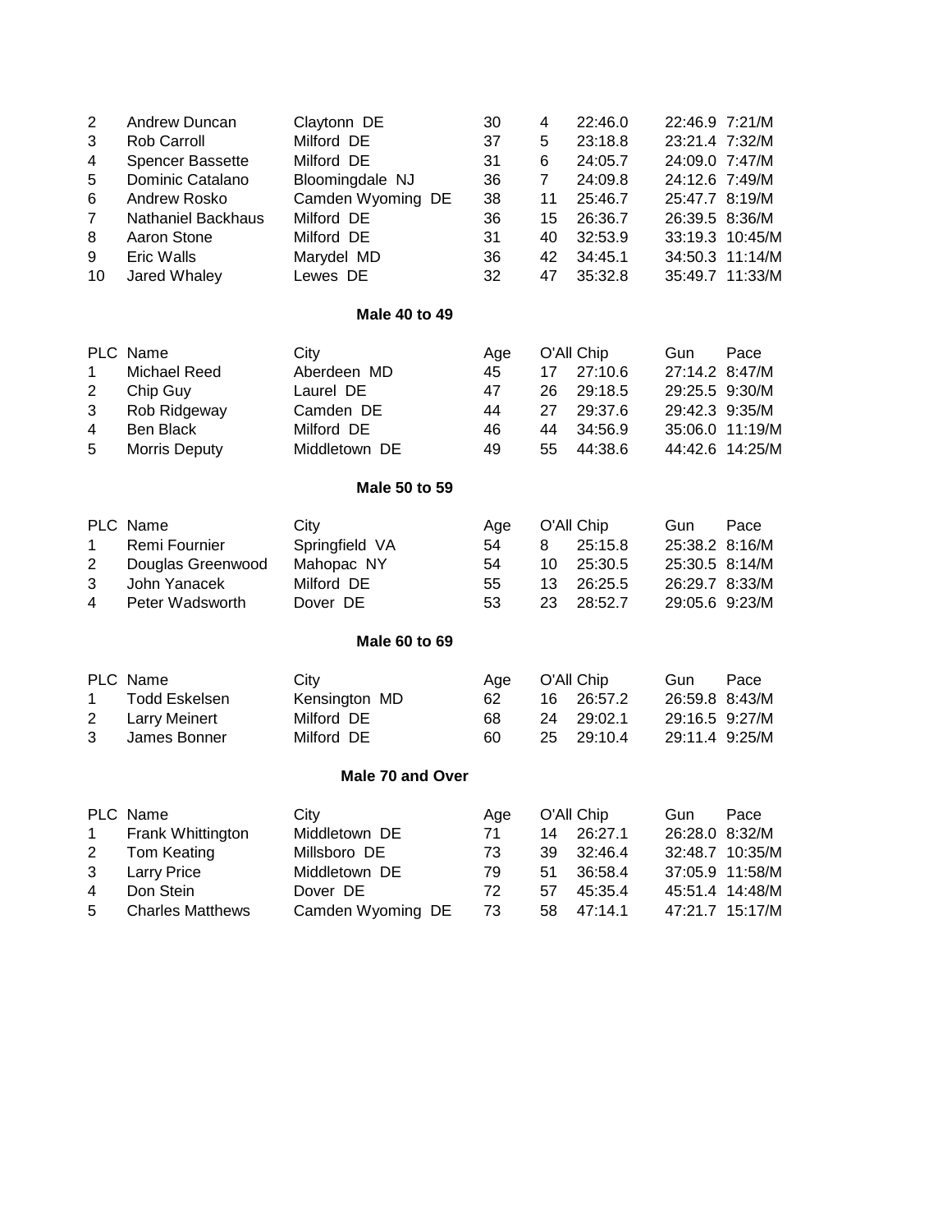| | | | | | | | | |
|---|---|---|---|---|---|---|---|---|
| 2 | Andrew Duncan | Claytonn DE | 30 | 4 | 22:46.0 | 22:46.9 | 7:21/M |
| 3 | Rob Carroll | Milford DE | 37 | 5 | 23:18.8 | 23:21.4 | 7:32/M |
| 4 | Spencer Bassette | Milford DE | 31 | 6 | 24:05.7 | 24:09.0 | 7:47/M |
| 5 | Dominic Catalano | Bloomingdale NJ | 36 | 7 | 24:09.8 | 24:12.6 | 7:49/M |
| 6 | Andrew Rosko | Camden Wyoming DE | 38 | 11 | 25:46.7 | 25:47.7 | 8:19/M |
| 7 | Nathaniel Backhaus | Milford DE | 36 | 15 | 26:36.7 | 26:39.5 | 8:36/M |
| 8 | Aaron Stone | Milford DE | 31 | 40 | 32:53.9 | 33:19.3 | 10:45/M |
| 9 | Eric Walls | Marydel MD | 36 | 42 | 34:45.1 | 34:50.3 | 11:14/M |
| 10 | Jared Whaley | Lewes DE | 32 | 47 | 35:32.8 | 35:49.7 | 11:33/M |

**Male 40 to 49**

| PLC | Name | City | Age | O'All | Chip | Gun | Pace |
|---|---|---|---|---|---|---|---|
| 1 | Michael Reed | Aberdeen MD | 45 | 17 | 27:10.6 | 27:14.2 | 8:47/M |
| 2 | Chip Guy | Laurel DE | 47 | 26 | 29:18.5 | 29:25.5 | 9:30/M |
| 3 | Rob Ridgeway | Camden DE | 44 | 27 | 29:37.6 | 29:42.3 | 9:35/M |
| 4 | Ben Black | Milford DE | 46 | 44 | 34:56.9 | 35:06.0 | 11:19/M |
| 5 | Morris Deputy | Middletown DE | 49 | 55 | 44:38.6 | 44:42.6 | 14:25/M |

**Male 50 to 59**

| PLC | Name | City | Age | O'All | Chip | Gun | Pace |
|---|---|---|---|---|---|---|---|
| 1 | Remi Fournier | Springfield VA | 54 | 8 | 25:15.8 | 25:38.2 | 8:16/M |
| 2 | Douglas Greenwood | Mahopac NY | 54 | 10 | 25:30.5 | 25:30.5 | 8:14/M |
| 3 | John Yanacek | Milford DE | 55 | 13 | 26:25.5 | 26:29.7 | 8:33/M |
| 4 | Peter Wadsworth | Dover DE | 53 | 23 | 28:52.7 | 29:05.6 | 9:23/M |

**Male 60 to 69**

| PLC | Name | City | Age | O'All | Chip | Gun | Pace |
|---|---|---|---|---|---|---|---|
| 1 | Todd Eskelsen | Kensington MD | 62 | 16 | 26:57.2 | 26:59.8 | 8:43/M |
| 2 | Larry Meinert | Milford DE | 68 | 24 | 29:02.1 | 29:16.5 | 9:27/M |
| 3 | James Bonner | Milford DE | 60 | 25 | 29:10.4 | 29:11.4 | 9:25/M |

**Male 70 and Over**

| PLC | Name | City | Age | O'All | Chip | Gun | Pace |
|---|---|---|---|---|---|---|---|
| 1 | Frank Whittington | Middletown DE | 71 | 14 | 26:27.1 | 26:28.0 | 8:32/M |
| 2 | Tom Keating | Millsboro DE | 73 | 39 | 32:46.4 | 32:48.7 | 10:35/M |
| 3 | Larry Price | Middletown DE | 79 | 51 | 36:58.4 | 37:05.9 | 11:58/M |
| 4 | Don Stein | Dover DE | 72 | 57 | 45:35.4 | 45:51.4 | 14:48/M |
| 5 | Charles Matthews | Camden Wyoming DE | 73 | 58 | 47:14.1 | 47:21.7 | 15:17/M |